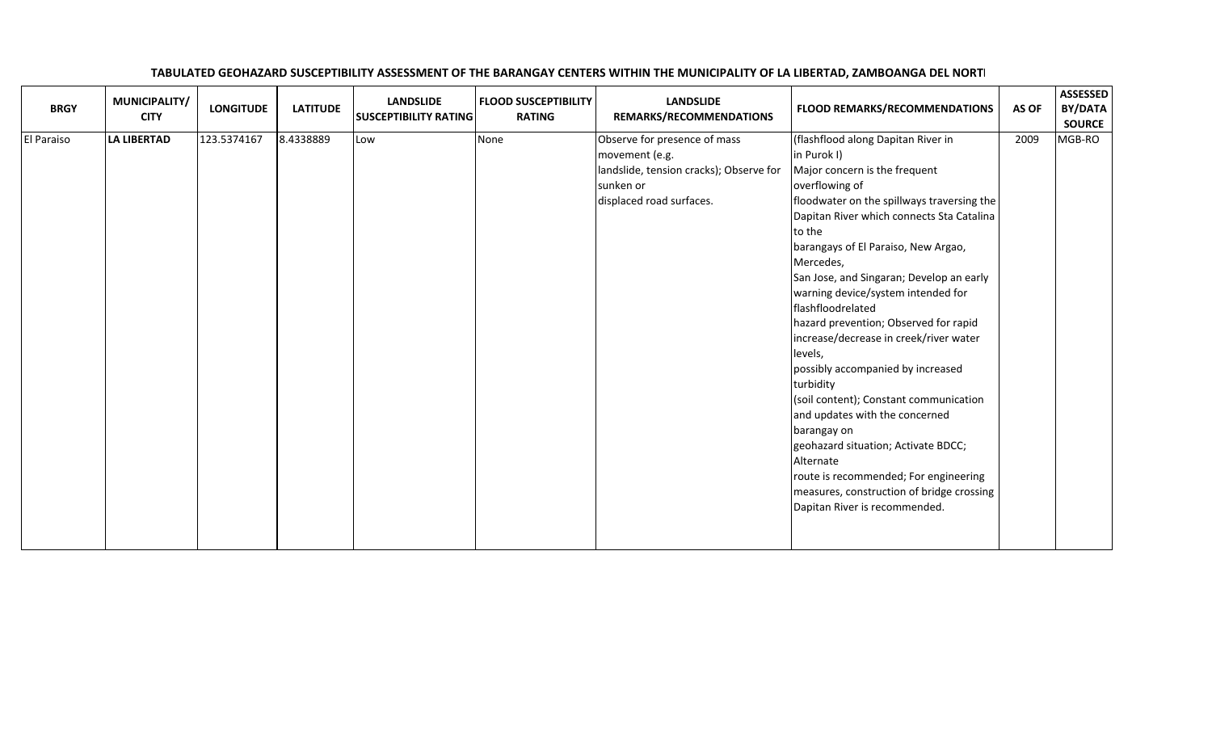**TABULATED GEOHAZARD SUSCEPTIBILITY ASSESSMENT OF THE BARANGAY CENTERS WITHIN THE MUNICIPALITY OF LA LIBERTAD, ZAMBOANGA DEL NORTH**

| BRGY | MUNICIPALITY/ CITY | LONGITUDE | LATITUDE | LANDSLIDE SUSCEPTIBILITY RATING | FLOOD SUSCEPTIBILITY RATING | LANDSLIDE REMARKS/RECOMMENDATIONS | FLOOD REMARKS/RECOMMENDATIONS | AS OF | ASSESSED BY/DATA SOURCE |
|---|---|---|---|---|---|---|---|---|---|
| El Paraiso | **LA LIBERTAD** | 123.5374167 | 8.4338889 | Low | None | Observe for presence of mass movement (e.g. landslide, tension cracks); Observe for sunken or displaced road surfaces. | (flashflood along Dapitan River in in Purok I) Major concern is the frequent overflowing of floodwater on the spillways traversing the Dapitan River which connects Sta Catalina to the barangays of El Paraiso, New Argao, Mercedes, San Jose, and Singaran; Develop an early warning device/system intended for flashfloodrelated hazard prevention; Observed for rapid increase/decrease in creek/river water levels, possibly accompanied by increased turbidity (soil content); Constant communication and updates with the concerned barangay on geohazard situation; Activate BDCC; Alternate route is recommended; For engineering measures, construction of bridge crossing Dapitan River is recommended. | 2009 | MGB-RO |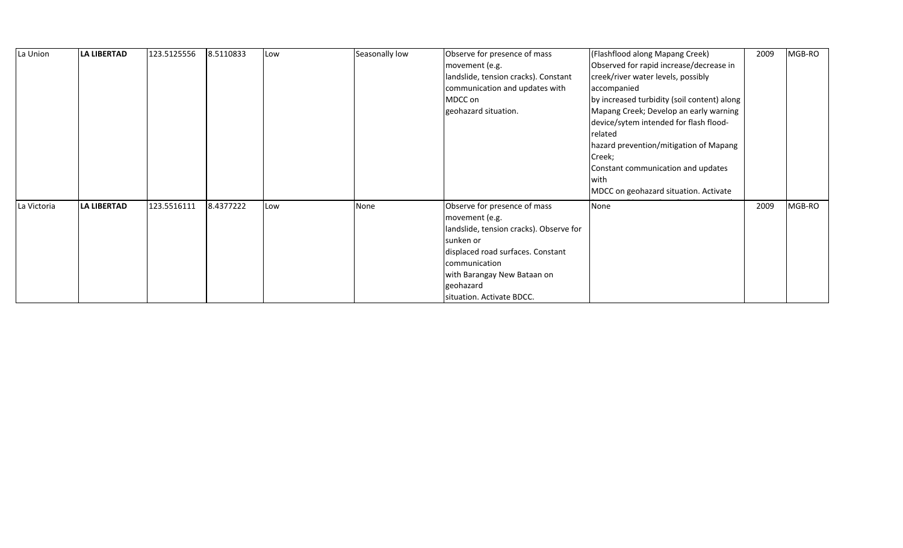| La Union | **LA LIBERTAD** | 123.5125556 | 8.5110833 | Low | Seasonally low | Observe for presence of mass movement (e.g. landslide, tension cracks). Constant communication and updates with MDCC on geohazard situation. | (Flashflood along Mapang Creek) Observed for rapid increase/decrease in creek/river water levels, possibly accompanied by increased turbidity (soil content) along Mapang Creek; Develop an early warning device/sytem intended for flash flood-related hazard prevention/mitigation of Mapang Creek; Constant communication and updates with MDCC on geohazard situation. Activate | 2009 | MGB-RO |
|---|---|---|---|---|---|---|---|---|---|
| La Victoria | **LA LIBERTAD** | 123.5516111 | 8.4377222 | Low | None | Observe for presence of mass movement (e.g. landslide, tension cracks). Observe for sunken or displaced road surfaces. Constant communication with Barangay New Bataan on geohazard situation. Activate BDCC. | None | 2009 | MGB-RO |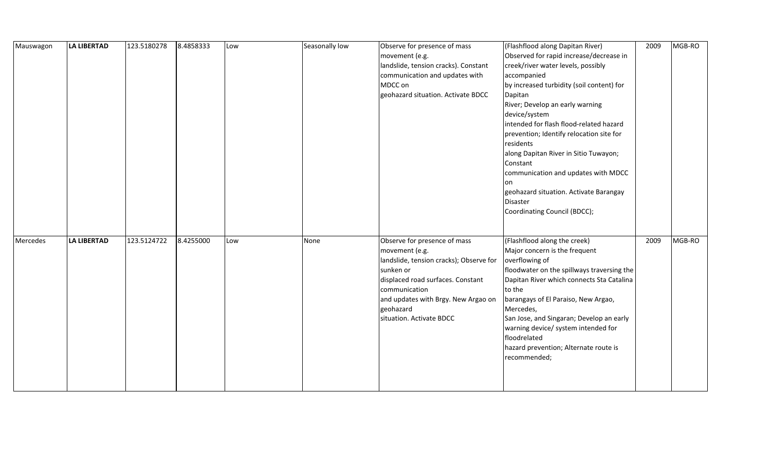| | | | | | | | | | |
|---|---|---|---|---|---|---|---|---|---|
| Mauswagon | **LA LIBERTAD** | 123.5180278 | 8.4858333 | Low | Seasonally low | Observe for presence of mass movement (e.g. landslide, tension cracks). Constant communication and updates with MDCC on geohazard situation. Activate BDCC | (Flashflood along Dapitan River) Observed for rapid increase/decrease in creek/river water levels, possibly accompanied by increased turbidity (soil content) for Dapitan River; Develop an early warning device/system intended for flash flood-related hazard prevention; Identify relocation site for residents along Dapitan River in Sitio Tuwayon; Constant communication and updates with MDCC on geohazard situation. Activate Barangay Disaster Coordinating Council (BDCC); | 2009 | MGB-RO |
| Mercedes | **LA LIBERTAD** | 123.5124722 | 8.4255000 | Low | None | Observe for presence of mass movement (e.g. landslide, tension cracks); Observe for sunken or displaced road surfaces. Constant communication and updates with Brgy. New Argao on geohazard situation. Activate BDCC | (Flashflood along the creek) Major concern is the frequent overflowing of floodwater on the spillways traversing the Dapitan River which connects Sta Catalina to the barangays of El Paraiso, New Argao, Mercedes, San Jose, and Singaran; Develop an early warning device/ system intended for floodrelated hazard prevention; Alternate route is recommended; | 2009 | MGB-RO |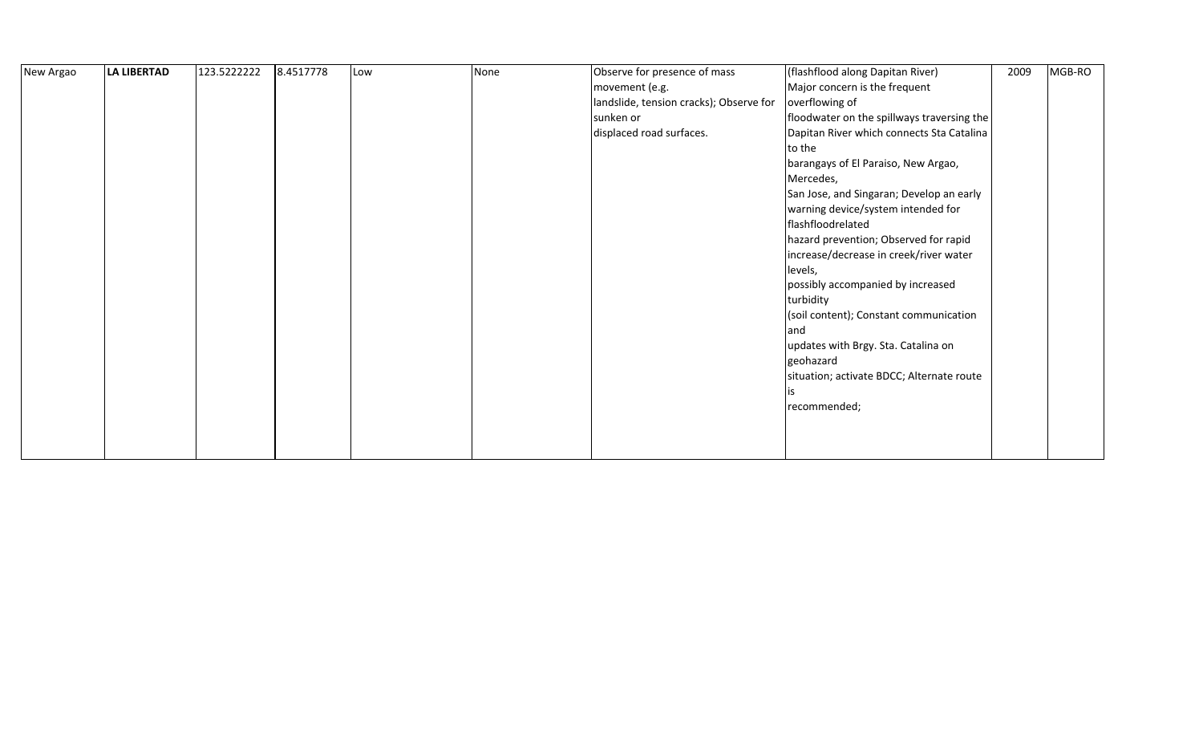| New Argao | **LA LIBERTAD** | 123.5222222 | 8.4517778 | Low | None | Observe for presence of mass movement (e.g. landslide, tension cracks); Observe for sunken or displaced road surfaces. | (flashflood along Dapitan River) Major concern is the frequent overflowing of floodwater on the spillways traversing the Dapitan River which connects Sta Catalina to the barangays of El Paraiso, New Argao, Mercedes, San Jose, and Singaran; Develop an early warning device/system intended for flashfloodrelated hazard prevention; Observed for rapid increase/decrease in creek/river water levels, possibly accompanied by increased turbidity (soil content); Constant communication and updates with Brgy. Sta. Catalina on geohazard situation; activate BDCC; Alternate route is recommended; | 2009 | MGB-RO |
|---|---|---|---|---|---|---|---|---|---|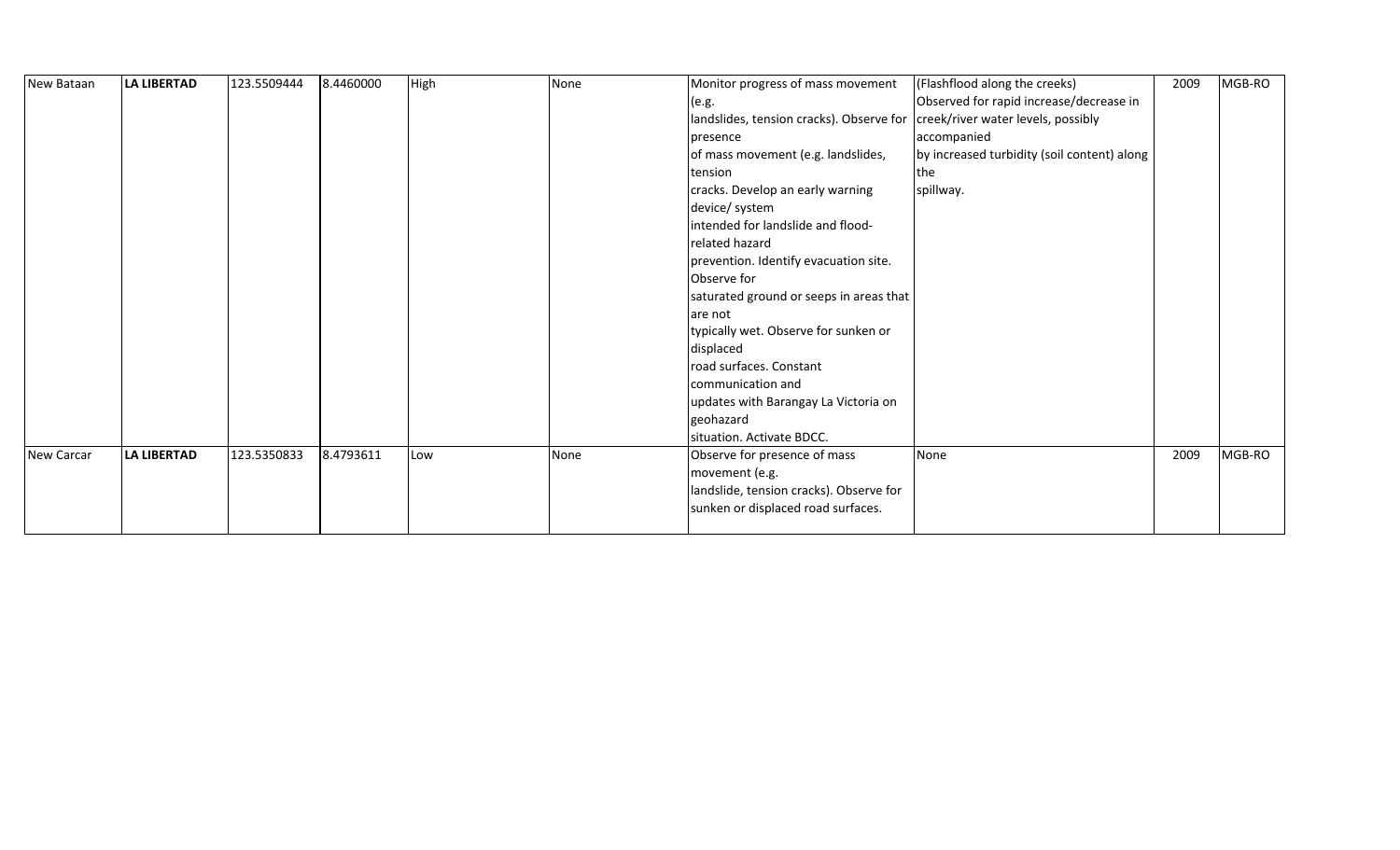| | | | | | | | | | |
|---|---|---|---|---|---|---|---|---|---|
| New Bataan | **LA LIBERTAD** | 123.5509444 | 8.4460000 | High | None | Monitor progress of mass movement (e.g. landslides, tension cracks). Observe for presence of mass movement (e.g. landslides, tension cracks. Develop an early warning device/ system intended for landslide and flood-related hazard prevention. Identify evacuation site. Observe for saturated ground or seeps in areas that are not typically wet. Observe for sunken or displaced road surfaces. Constant communication and updates with Barangay La Victoria on geohazard situation. Activate BDCC. | (Flashflood along the creeks) Observed for rapid increase/decrease in creek/river water levels, possibly accompanied by increased turbidity (soil content) along the spillway. | 2009 | MGB-RO |
| New Carcar | **LA LIBERTAD** | 123.5350833 | 8.4793611 | Low | None | Observe for presence of mass movement (e.g. landslide, tension cracks). Observe for sunken or displaced road surfaces. | None | 2009 | MGB-RO |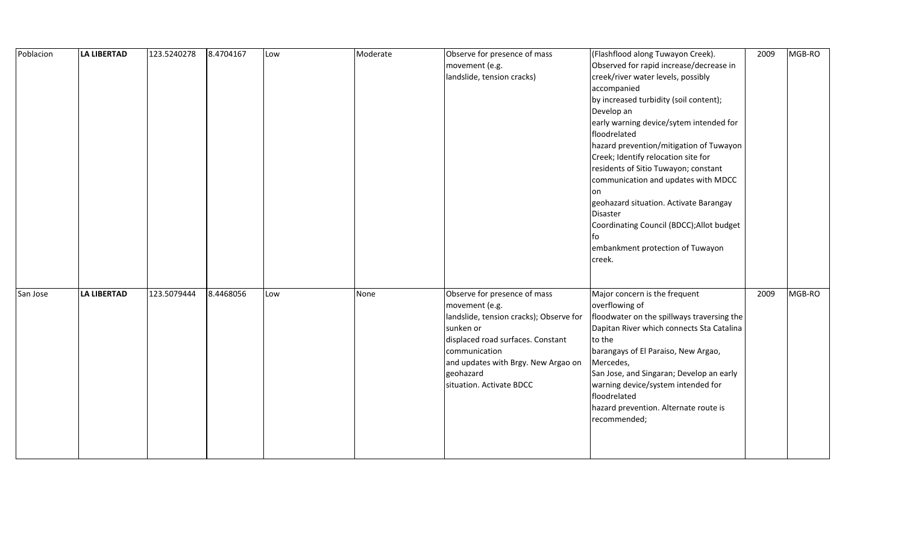| | | | | | | | | | |
|---|---|---|---|---|---|---|---|---|---|
| Poblacion | **LA LIBERTAD** | 123.5240278 | 8.4704167 | Low | Moderate | Observe for presence of mass movement (e.g. landslide, tension cracks) | (Flashflood along Tuwayon Creek). Observed for rapid increase/decrease in creek/river water levels, possibly accompanied by increased turbidity (soil content); Develop an early warning device/sytem intended for floodrelated hazard prevention/mitigation of Tuwayon Creek; Identify relocation site for residents of Sitio Tuwayon; constant communication and updates with MDCC on geohazard situation. Activate Barangay Disaster Coordinating Council (BDCC);Allot budget fo embankment protection of Tuwayon creek. | 2009 | MGB-RO |
| San Jose | **LA LIBERTAD** | 123.5079444 | 8.4468056 | Low | None | Observe for presence of mass movement (e.g. landslide, tension cracks); Observe for sunken or displaced road surfaces. Constant communication and updates with Brgy. New Argao on geohazard situation. Activate BDCC | Major concern is the frequent overflowing of floodwater on the spillways traversing the Dapitan River which connects Sta Catalina to the barangays of El Paraiso, New Argao, Mercedes, San Jose, and Singaran; Develop an early warning device/system intended for floodrelated hazard prevention. Alternate route is recommended; | 2009 | MGB-RO |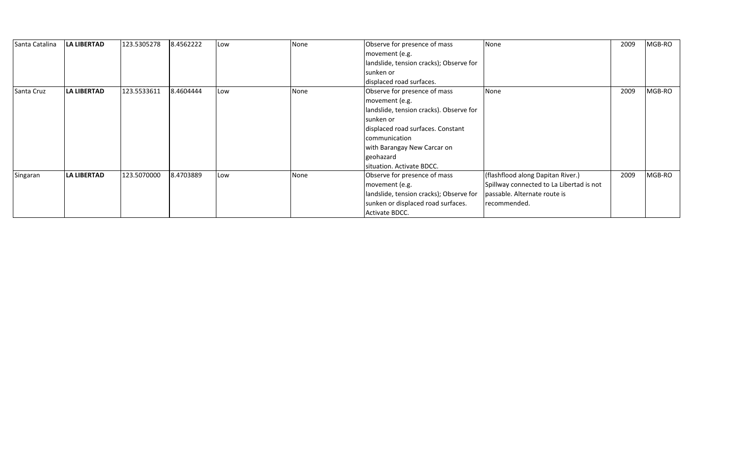| | | | | | | | | | |
|---|---|---|---|---|---|---|---|---|---|
| Santa Catalina | **LA LIBERTAD** | 123.5305278 | 8.4562222 | Low | None | Observe for presence of mass movement (e.g. landslide, tension cracks); Observe for sunken or displaced road surfaces. | None | 2009 | MGB-RO |
| Santa Cruz | **LA LIBERTAD** | 123.5533611 | 8.4604444 | Low | None | Observe for presence of mass movement (e.g. landslide, tension cracks). Observe for sunken or displaced road surfaces. Constant communication with Barangay New Carcar on geohazard situation. Activate BDCC. | None | 2009 | MGB-RO |
| Singaran | **LA LIBERTAD** | 123.5070000 | 8.4703889 | Low | None | Observe for presence of mass movement (e.g. landslide, tension cracks); Observe for sunken or displaced road surfaces. Activate BDCC. | (flashflood along Dapitan River.) Spillway connected to La Libertad is not passable. Alternate route is recommended. | 2009 | MGB-RO |